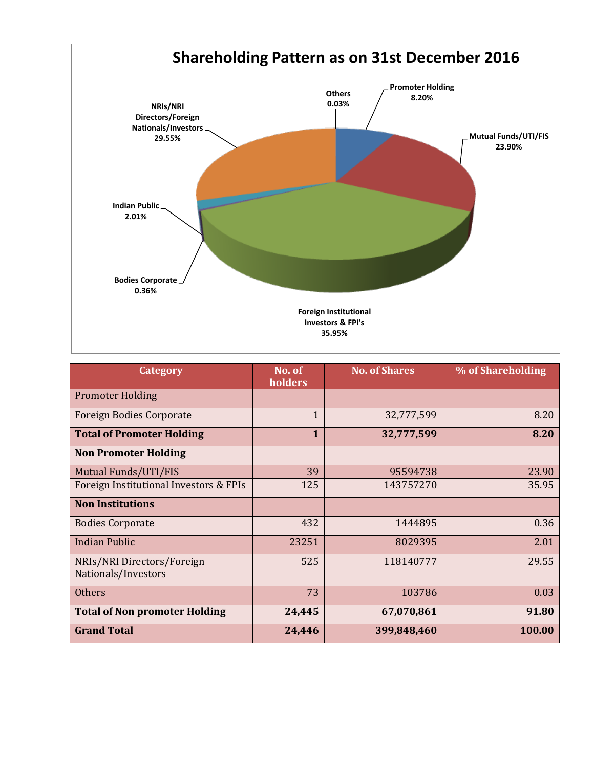# Shareholding Pattern as on 31st December 2016

| Category | No. of holders | No. of Shares | % of Shareholding |
|---|---|---|---|
| Promoter Holding | | | |
| Foreign Bodies Corporate | 1 | 32,777,599 | 8.20 |
| **Total of Promoter Holding** | **1** | **32,777,599** | **8.20** |
| **Non Promoter Holding** | | | |
| Mutual Funds/UTI/FIS | 39 | 95594738 | 23.90 |
| Foreign Institutional Investors & FPIs | 125 | 143757270 | 35.95 |
| **Non Institutions** | | | |
| Bodies Corporate | 432 | 1444895 | 0.36 |
| Indian Public | 23251 | 8029395 | 2.01 |
| NRIs/NRI Directors/Foreign Nationals/Investors | 525 | 118140777 | 29.55 |
| Others | 73 | 103786 | 0.03 |
| **Total of Non promoter Holding** | **24,445** | **67,070,861** | **91.80** |
| **Grand Total** | **24,446** | **399,848,460** | **100.00** |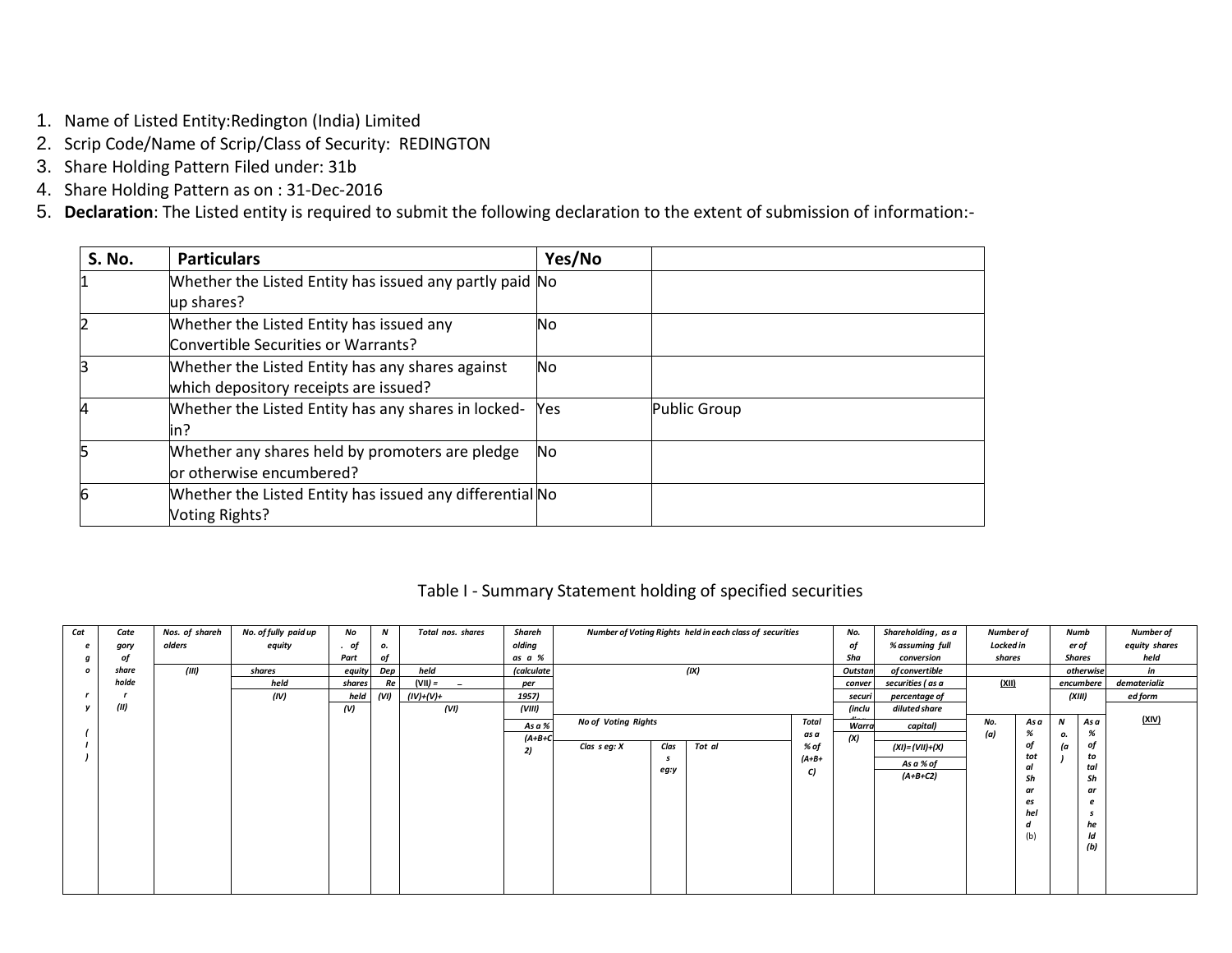1. Name of Listed Entity:Redington (India) Limited
2. Scrip Code/Name of Scrip/Class of Security: REDINGTON
3. Share Holding Pattern Filed under: 31b
4. Share Holding Pattern as on : 31-Dec-2016
5. **Declaration**: The Listed entity is required to submit the following declaration to the extent of submission of information:-

| S. No. | Particulars | Yes/No | |
|---|---|---|---|
| 1 | Whether the Listed Entity has issued any partly paid up shares? | No | |
| 2 | Whether the Listed Entity has issued any Convertible Securities or Warrants? | No | |
| 3 | Whether the Listed Entity has any shares against which depository receipts are issued? | No | |
| 4 | Whether the Listed Entity has any shares in locked-in? | Yes | Public Group |
| 5 | Whether any shares held by promoters are pledge or otherwise encumbered? | No | |
| 6 | Whether the Listed Entity has issued any differential Voting Rights? | No | |

Table I - Summary Statement holding of specified securities

| Category (I) | Category of shareholder (II) | Nos. of shareholders (III) | No. of fully paid up equity shares held (IV) | No. of Partly paid-up equity shares held (V) | No. of shares underlying Depository Receipts (VI) | Total nos. shares held (VII) = (IV)+(V)+ (VI) | Shareholding as a % of total no. of shares (calculated as per SCRR, 1957) (VIII) As a % of (A+B+C2) | Number of Voting Rights held in each class of securities (IX) | | | | No. of Shares Underlying Outstanding convertible securities (including Warrants) (X) | Shareholding, as a % assuming full conversion of convertible securities ( as a percentage of diluted share capital) (XI)= (VII)+(X) As a % of (A+B+C2) | Number of Locked in shares (XII) | | Number of Shares pledged or otherwise encumbered (XIII) | | Number of equity shares held in dematerialized form (XIV) |
|---|---|---|---|---|---|---|---|---|---|---|---|---|---|---|---|---|---|---|
| | | | | | | | | No of Voting Rights | | | Total as a % of (A+B+C) | | | No. (a) | As a % of total Shares held (b) | No. (a) | As a % of total Shares held (b) | |
| | | | | | | | | Class eg: X | Class eg:y | Total | | | | | | | | |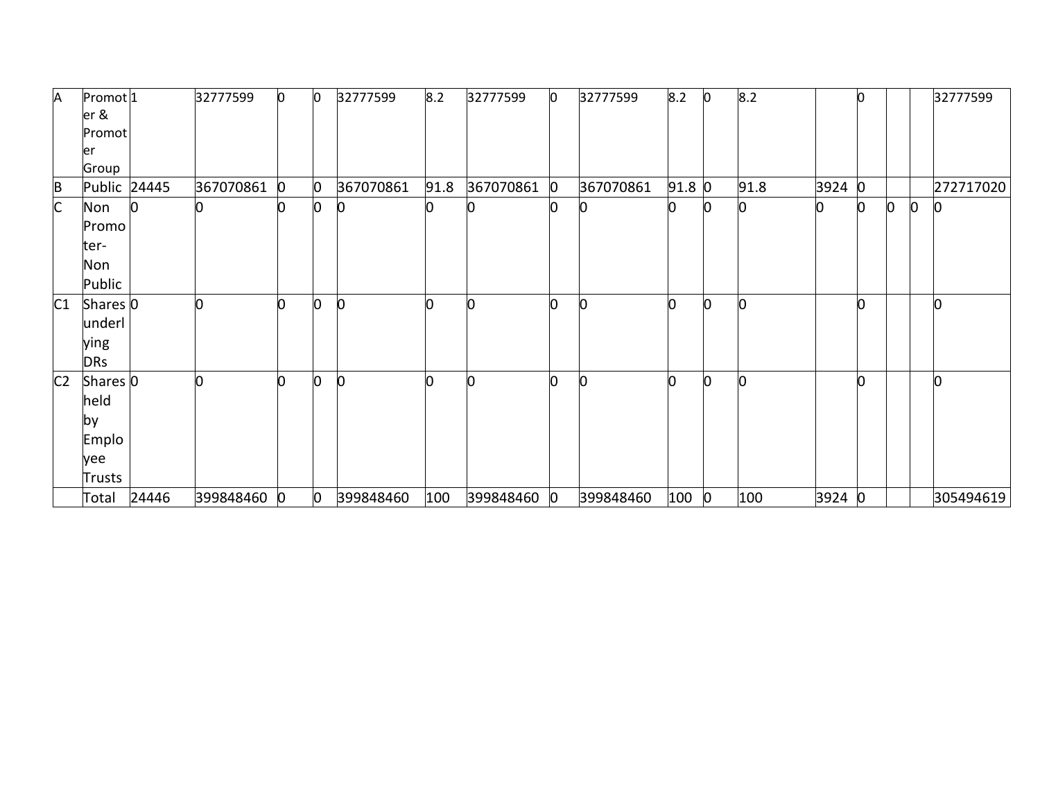| | | | | | | | | | | | | | | | | | | |
|---|---|---|---|---|---|---|---|---|---|---|---|---|---|---|---|---|---|---|
| A | Promoter & Promoter Group | 1 | 32777599 | 0 | 0 | 32777599 | 8.2 | 32777599 | 0 | 32777599 | 8.2 | 0 | 8.2 | | 0 | | | 32777599 |
| B | Public | 24445 | 367070861 | 0 | 0 | 367070861 | 91.8 | 367070861 | 0 | 367070861 | 91.8 | 0 | 91.8 | 3924 | 0 | | | 272717020 |
| C | Non Promoter-Non Public | 0 | 0 | 0 | 0 | 0 | 0 | 0 | 0 | 0 | 0 | 0 | 0 | 0 | 0 | 0 | 0 | 0 |
| C1 | Shares underlying DRs | 0 | 0 | 0 | 0 | 0 | 0 | 0 | 0 | 0 | 0 | 0 | 0 | | 0 | | | 0 |
| C2 | Shares held by Employee Trusts | 0 | 0 | 0 | 0 | 0 | 0 | 0 | 0 | 0 | 0 | 0 | 0 | | 0 | | | 0 |
| | Total | 24446 | 399848460 | 0 | 0 | 399848460 | 100 | 399848460 | 0 | 399848460 | 100 | 0 | 100 | 3924 | 0 | | | 305494619 |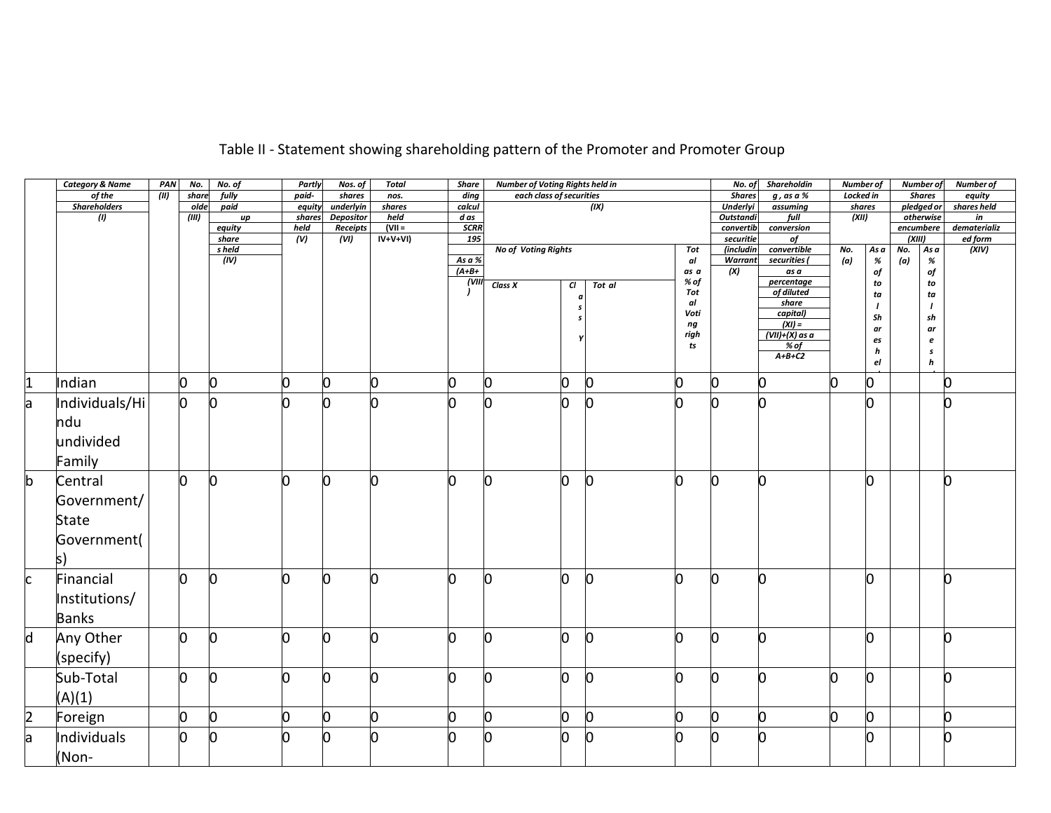## Table II - Statement showing shareholding pattern of the Promoter and Promoter Group

| | Category & Name of the Shareholders (I) | PAN (II) | No. shareholder (III) | No. of fully paid up equity shares held (IV) | Partly paid-equity shares held (V) | Nos. of shares underlying Depository Receipts (VI) | Total nos. shares held (VII = IV+V+VI) | Shareholding calculated as SCRR 1957 As a % (A+B+C2) (VIII) | Number of Voting Rights held in each class of securities (IX) | | | | No. of Shares Underlying Outstanding convertible securities (including Warrants) (X) | Shareholding, as a % assuming full conversion of convertible securities (as a percentage of diluted share capital) (XI) = (VII)+(X) as a % of A+B+C2 | Number of Locked in shares (XII) | | Number of Shares pledged or otherwise encumbered (XIII) | | Number of equity shares held in dematerialized form (XIV) |
|---|---|---|---|---|---|---|---|---|---|---|---|---|---|---|---|---|---|---|---|
| | | | | | | | | | No of Voting Rights | | | Total as a % of Total Voting rights | | | No. (a) | As a % of total Shares held | No. (a) | As a % of total shares held | |
| | | | | | | | | | Class X | Class Y | Total | | | | | | | | |
| 1 | Indian | | 0 | 0 | 0 | 0 | 0 | 0 | 0 | 0 | 0 | 0 | 0 | 0 | 0 | 0 | | | 0 |
| a | Individuals/Hindu undivided Family | | 0 | 0 | 0 | 0 | 0 | 0 | 0 | 0 | 0 | 0 | 0 | 0 | | 0 | | | 0 |
| b | Central Government/ State Government(s) | | 0 | 0 | 0 | 0 | 0 | 0 | 0 | 0 | 0 | 0 | 0 | 0 | | 0 | | | 0 |
| c | Financial Institutions/ Banks | | 0 | 0 | 0 | 0 | 0 | 0 | 0 | 0 | 0 | 0 | 0 | 0 | | 0 | | | 0 |
| d | Any Other (specify) | | 0 | 0 | 0 | 0 | 0 | 0 | 0 | 0 | 0 | 0 | 0 | 0 | | 0 | | | 0 |
| | Sub-Total (A)(1) | | 0 | 0 | 0 | 0 | 0 | 0 | 0 | 0 | 0 | 0 | 0 | 0 | 0 | 0 | | | 0 |
| 2 | Foreign | | 0 | 0 | 0 | 0 | 0 | 0 | 0 | 0 | 0 | 0 | 0 | 0 | 0 | 0 | | | 0 |
| a | Individuals (Non- | | 0 | 0 | 0 | 0 | 0 | 0 | 0 | 0 | 0 | 0 | 0 | 0 | | 0 | | | 0 |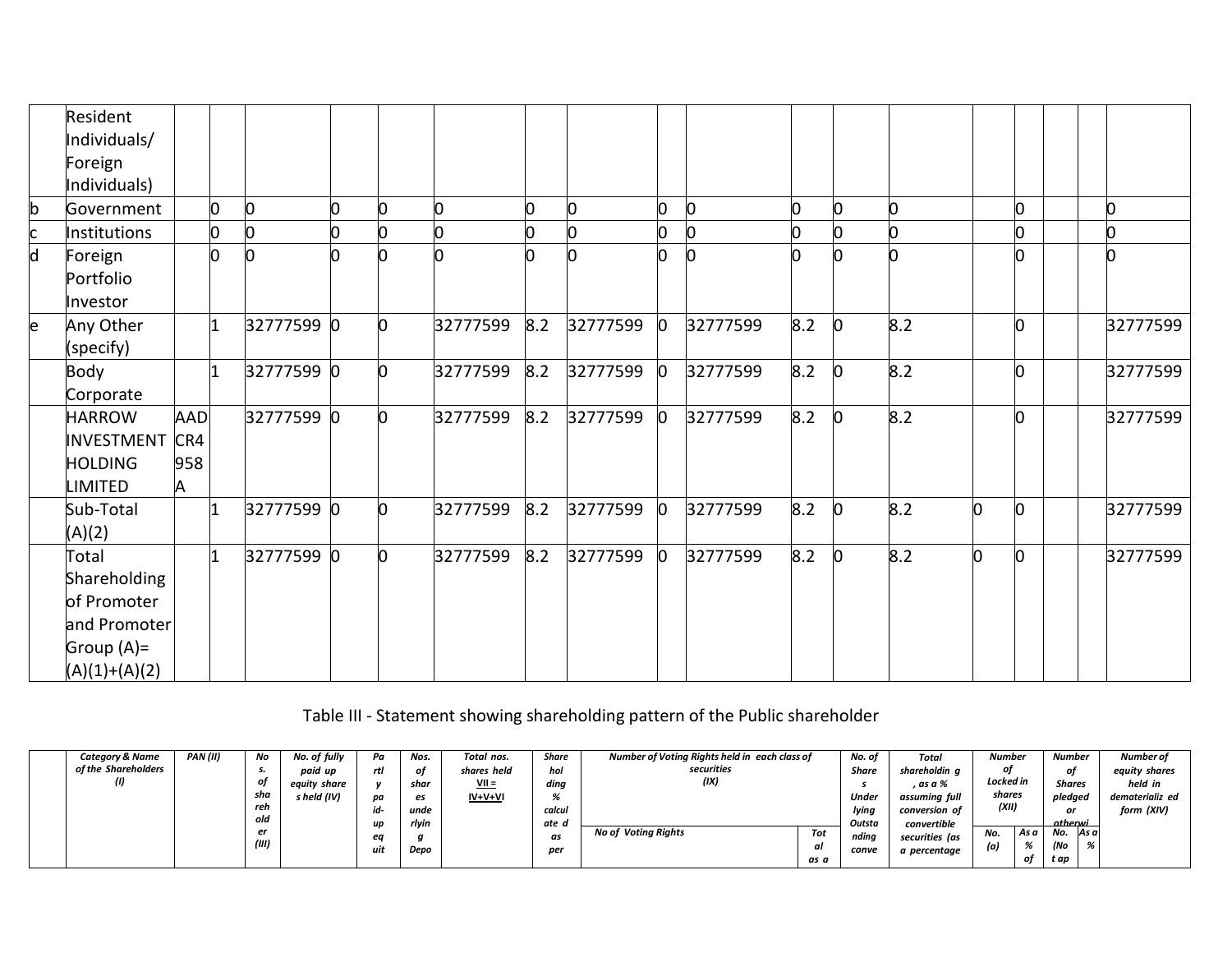| | | | | | | | | | | | | | | | | | | | |
|---|---|---|---|---|---|---|---|---|---|---|---|---|---|---|---|---|---|---|---|
| | Resident Individuals/ Foreign Individuals) | | | | | | | | | | | | | | | | | | |
| b | Government | | 0 | 0 | 0 | 0 | 0 | 0 | 0 | 0 | 0 | 0 | 0 | 0 | | 0 | | | 0 |
| c | Institutions | | 0 | 0 | 0 | 0 | 0 | 0 | 0 | 0 | 0 | 0 | 0 | 0 | | 0 | | | 0 |
| d | Foreign Portfolio Investor | | 0 | 0 | 0 | 0 | 0 | 0 | 0 | 0 | 0 | 0 | 0 | 0 | | 0 | | | 0 |
| e | Any Other (specify) | | 1 | 32777599 | 0 | 0 | 32777599 | 8.2 | 32777599 | 0 | 32777599 | 8.2 | 0 | 8.2 | | 0 | | | 32777599 |
| | Body Corporate | | 1 | 32777599 | 0 | 0 | 32777599 | 8.2 | 32777599 | 0 | 32777599 | 8.2 | 0 | 8.2 | | 0 | | | 32777599 |
| | HARROW INVESTMENT HOLDING LIMITED | AADCR4958A | | 32777599 | 0 | 0 | 32777599 | 8.2 | 32777599 | 0 | 32777599 | 8.2 | 0 | 8.2 | | 0 | | | 32777599 |
| | Sub-Total (A)(2) | | 1 | 32777599 | 0 | 0 | 32777599 | 8.2 | 32777599 | 0 | 32777599 | 8.2 | 0 | 8.2 | 0 | 0 | | | 32777599 |
| | Total Shareholding of Promoter and Promoter Group (A)= (A)(1)+(A)(2) | | 1 | 32777599 | 0 | 0 | 32777599 | 8.2 | 32777599 | 0 | 32777599 | 8.2 | 0 | 8.2 | 0 | 0 | | | 32777599 |

Table III - Statement showing shareholding pattern of the Public shareholder

| | *Category & Name of the Shareholders (I)* | *PAN (II)* | *Nos. of shareholder (III)* | *No. of fully paid up equity shares held (IV)* | *Partly paid-up equit* | *Nos. of shares underlying Depo* | *Total nos. shares held VII = IV+V+VI* | *Shareholding % calculated as per* | *Number of Voting Rights held in each class of securities (IX)* | | *No. of Shares Underlying Outstanding conve* | *Total shareholding , as a % assuming full conversion of convertible securities (as a percentage* | *Number of Locked in shares (XII)* | | *Number of Shares pledged or otherwi* | | *Number of equity shares held in dematerialized form (XIV)* |
|---|---|---|---|---|---|---|---|---|---|---|---|---|---|---|---|---|---|
| | | | | | | | | | *No of Voting Rights* | *Total as a* | | | *No. (a)* | *As a % of* | *No. (Not ap* | *As a %* | |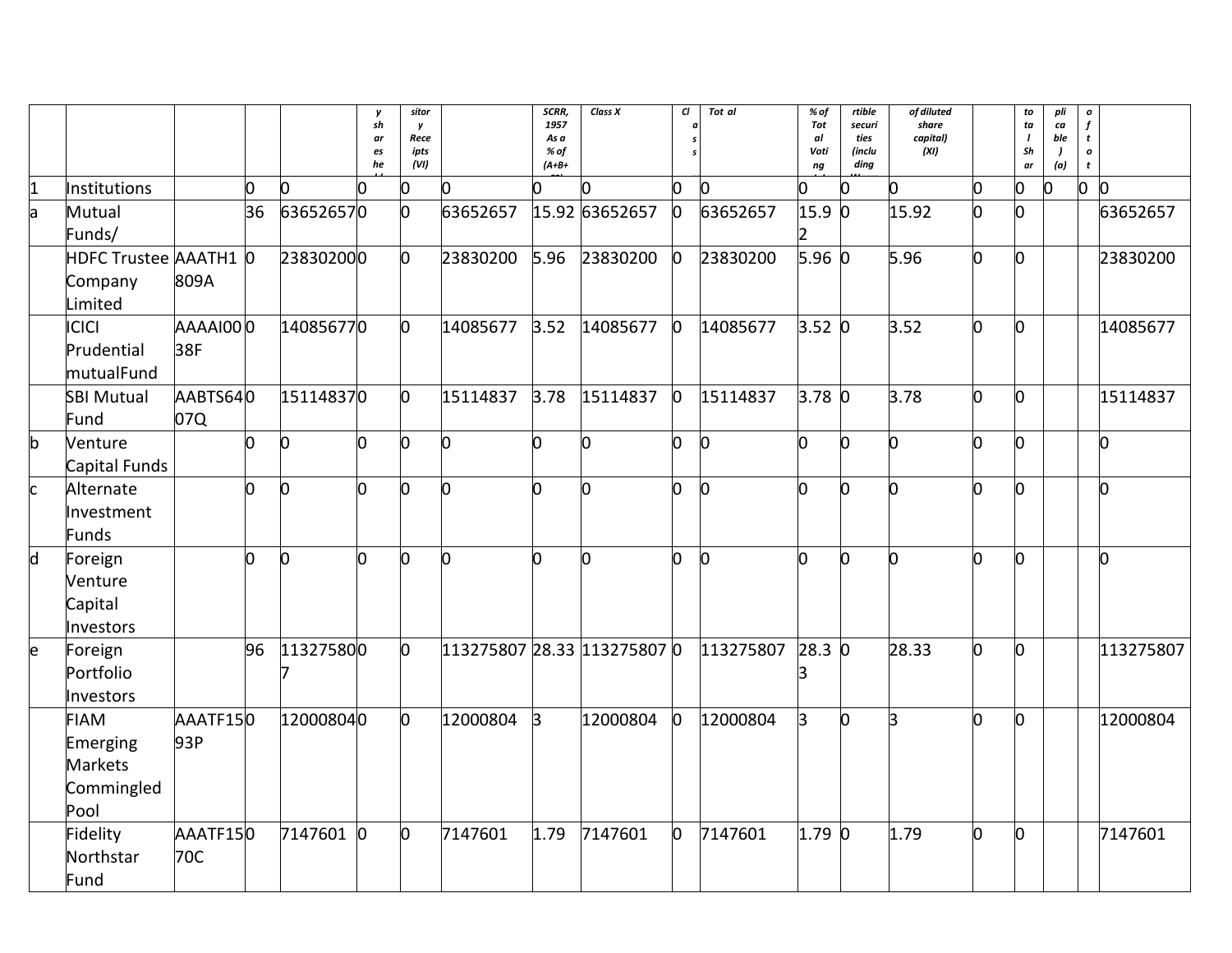| | | | | y sh ar es he | sitor y Rece ipts (VI) | | SCRR, 1957 As a % of (A+B+ | Class X | Cl a s s | Tot al | % of Tot al Voti ng | rtible securi ties (inclu ding | of diluted share capital) (XI) | | to ta l Sh ar | pli ca ble ) (a) | o f t o t | |
|---|---|---|---|---|---|---|---|---|---|---|---|---|---|---|---|---|---|---|
| 1 | Institutions | | 0 | 0 | 0 | 0 | 0 | 0 | 0 | 0 | 0 | 0 | 0 | 0 | 0 | 0 | 0 | 0 | 0 |
| a | Mutual Funds/ | | 36 | 63652657 | 0 | 0 | 63652657 | 15.92 | 63652657 | 0 | 63652657 | 15.92 | 0 | 15.92 | 0 | 0 | | | 63652657 |
| | HDFC Trustee Company Limited | AAATH1809A | 0 | 23830200 | 0 | 0 | 23830200 | 5.96 | 23830200 | 0 | 23830200 | 5.96 | 0 | 5.96 | 0 | 0 | | | 23830200 |
| | ICICI Prudential mutualFund | AAAAI0038F | 0 | 14085677 | 0 | 0 | 14085677 | 3.52 | 14085677 | 0 | 14085677 | 3.52 | 0 | 3.52 | 0 | 0 | | | 14085677 |
| | SBI Mutual Fund | AABTS6407Q | 0 | 15114837 | 0 | 0 | 15114837 | 3.78 | 15114837 | 0 | 15114837 | 3.78 | 0 | 3.78 | 0 | 0 | | | 15114837 |
| b | Venture Capital Funds | | 0 | 0 | 0 | 0 | 0 | 0 | 0 | 0 | 0 | 0 | 0 | 0 | 0 | 0 | | | 0 |
| c | Alternate Investment Funds | | 0 | 0 | 0 | 0 | 0 | 0 | 0 | 0 | 0 | 0 | 0 | 0 | 0 | 0 | | | 0 |
| d | Foreign Venture Capital Investors | | 0 | 0 | 0 | 0 | 0 | 0 | 0 | 0 | 0 | 0 | 0 | 0 | 0 | 0 | | | 0 |
| e | Foreign Portfolio Investors | | 96 | 113275807 | 0 | 0 | 113275807 | 28.33 | 113275807 | 0 | 113275807 | 28.33 | 0 | 28.33 | 0 | 0 | | | 113275807 |
| | FIAM Emerging Markets Commingled Pool | AAATF1593P | 0 | 12000804 | 0 | 0 | 12000804 | 3 | 12000804 | 0 | 12000804 | 3 | 0 | 3 | 0 | 0 | | | 12000804 |
| | Fidelity Northstar Fund | AAATF1570C | 0 | 7147601 | 0 | 0 | 7147601 | 1.79 | 7147601 | 0 | 7147601 | 1.79 | 0 | 1.79 | 0 | 0 | | | 7147601 |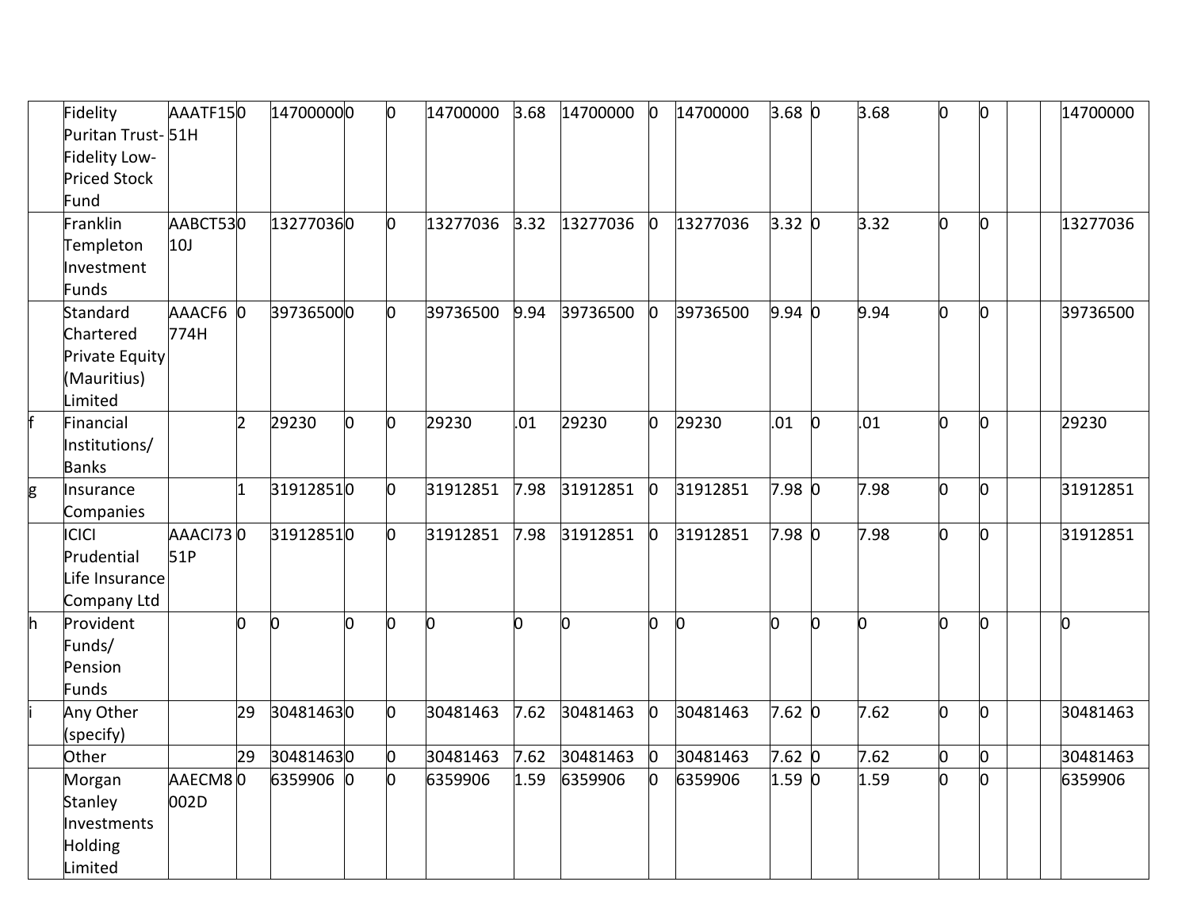| | | | | | | | | | | | | | | | | | | | | |
|---|---|---|---|---|---|---|---|---|---|---|---|---|---|---|---|---|---|---|---|---|
| | Fidelity Puritan Trust-Fidelity Low-Priced Stock Fund | AAATF1551H | 0 | 14700000 | 0 | 0 | 14700000 | 3.68 | 14700000 | 0 | 14700000 | 3.68 | 0 | 3.68 | 0 | 0 | | | 14700000 |
| | Franklin Templeton Investment Funds | AABCT5310J | 0 | 13277036 | 0 | 0 | 13277036 | 3.32 | 13277036 | 0 | 13277036 | 3.32 | 0 | 3.32 | 0 | 0 | | | 13277036 |
| | Standard Chartered Private Equity (Mauritius) Limited | AAACF6774H | 0 | 39736500 | 0 | 0 | 39736500 | 9.94 | 39736500 | 0 | 39736500 | 9.94 | 0 | 9.94 | 0 | 0 | | | 39736500 |
| f | Financial Institutions/ Banks | | 2 | 29230 | 0 | 0 | 29230 | .01 | 29230 | 0 | 29230 | .01 | 0 | .01 | 0 | 0 | | | 29230 |
| g | Insurance Companies | | 1 | 31912851 | 0 | 0 | 31912851 | 7.98 | 31912851 | 0 | 31912851 | 7.98 | 0 | 7.98 | 0 | 0 | | | 31912851 |
| | ICICI Prudential Life Insurance Company Ltd | AAACI7351P | 0 | 31912851 | 0 | 0 | 31912851 | 7.98 | 31912851 | 0 | 31912851 | 7.98 | 0 | 7.98 | 0 | 0 | | | 31912851 |
| h | Provident Funds/ Pension Funds | | 0 | 0 | 0 | 0 | 0 | 0 | 0 | 0 | 0 | 0 | 0 | 0 | 0 | 0 | | | 0 |
| i | Any Other (specify) | | 29 | 30481463 | 0 | 0 | 30481463 | 7.62 | 30481463 | 0 | 30481463 | 7.62 | 0 | 7.62 | 0 | 0 | | | 30481463 |
| | Other | | 29 | 30481463 | 0 | 0 | 30481463 | 7.62 | 30481463 | 0 | 30481463 | 7.62 | 0 | 7.62 | 0 | 0 | | | 30481463 |
| | Morgan Stanley Investments Holding Limited | AAECM8002D | 0 | 6359906 | 0 | 0 | 6359906 | 1.59 | 6359906 | 0 | 6359906 | 1.59 | 0 | 1.59 | 0 | 0 | | | 6359906 |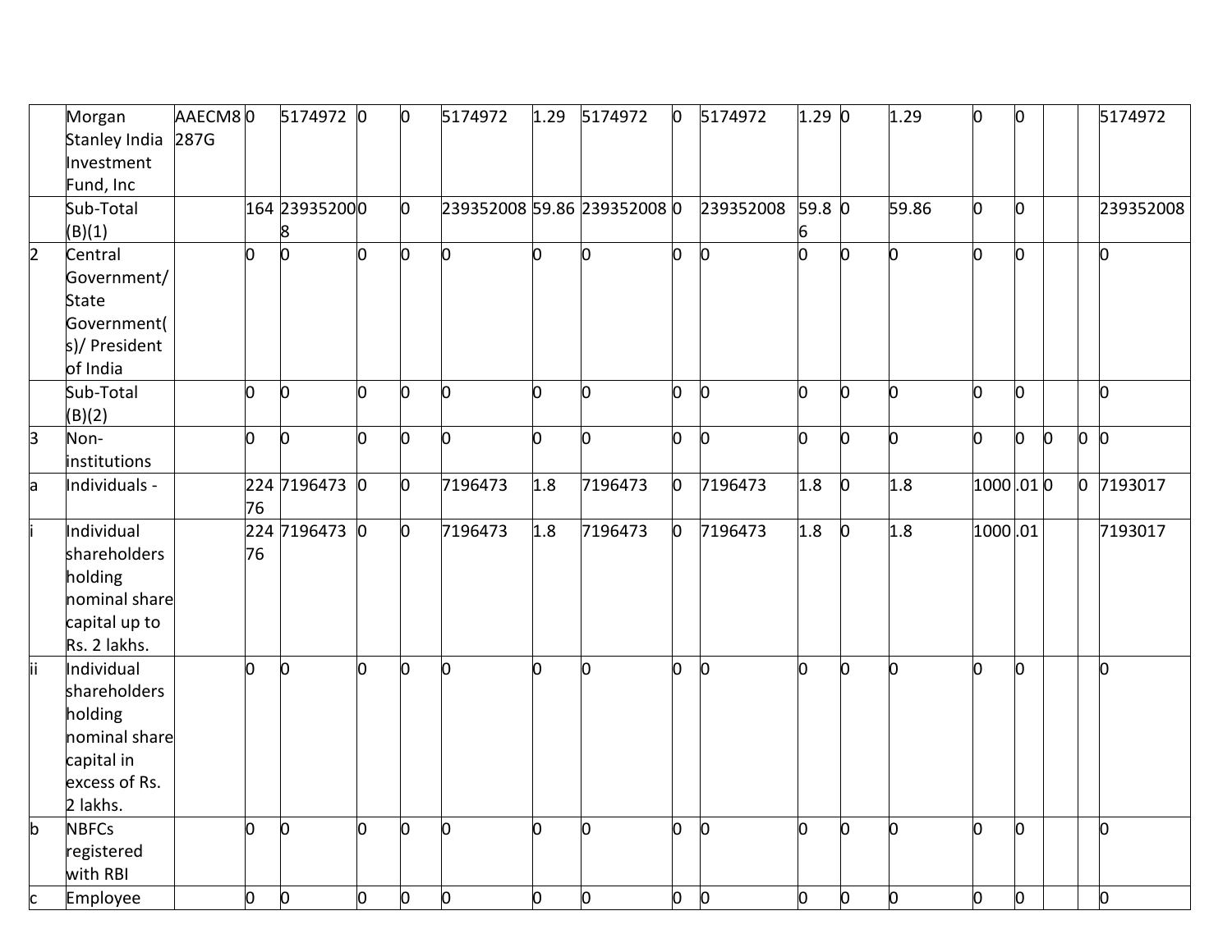| | | | | | | | | | | | | | | | | | | | |
|---|---|---|---|---|---|---|---|---|---|---|---|---|---|---|---|---|---|---|---|
| | Morgan Stanley India Investment Fund, Inc | AAECM8287G | 0 | 5174972 | 0 | 0 | 5174972 | 1.29 | 5174972 | 0 | 5174972 | 1.29 | 0 | 1.29 | 0 | 0 | | | 5174972 |
| | Sub-Total (B)(1) | | 164 | 239352008 | 0 | 0 | 239352008 | 59.86 | 239352008 | 0 | 239352008 | 59.86 | 0 | 59.86 | 0 | 0 | | | 239352008 |
| 2 | Central Government/ State Government(s)/ President of India | | 0 | 0 | 0 | 0 | 0 | 0 | 0 | 0 | 0 | 0 | 0 | 0 | 0 | 0 | | | 0 |
| | Sub-Total (B)(2) | | 0 | 0 | 0 | 0 | 0 | 0 | 0 | 0 | 0 | 0 | 0 | 0 | 0 | 0 | | | 0 |
| 3 | Non-institutions | | 0 | 0 | 0 | 0 | 0 | 0 | 0 | 0 | 0 | 0 | 0 | 0 | 0 | 0 | 0 | 0 | 0 |
| a | Individuals - | | 22476 | 7196473 | 0 | 0 | 7196473 | 1.8 | 7196473 | 0 | 7196473 | 1.8 | 0 | 1.8 | 1000 | .01 | 0 | 0 | 7193017 |
| i | Individual shareholders holding nominal share capital up to Rs. 2 lakhs. | | 22476 | 7196473 | 0 | 0 | 7196473 | 1.8 | 7196473 | 0 | 7196473 | 1.8 | 0 | 1.8 | 1000 | .01 | | | 7193017 |
| ii | Individual shareholders holding nominal share capital in excess of Rs. 2 lakhs. | | 0 | 0 | 0 | 0 | 0 | 0 | 0 | 0 | 0 | 0 | 0 | 0 | 0 | 0 | | | 0 |
| b | NBFCs registered with RBI | | 0 | 0 | 0 | 0 | 0 | 0 | 0 | 0 | 0 | 0 | 0 | 0 | 0 | 0 | | | 0 |
| c | Employee | | 0 | 0 | 0 | 0 | 0 | 0 | 0 | 0 | 0 | 0 | 0 | 0 | 0 | 0 | | | 0 |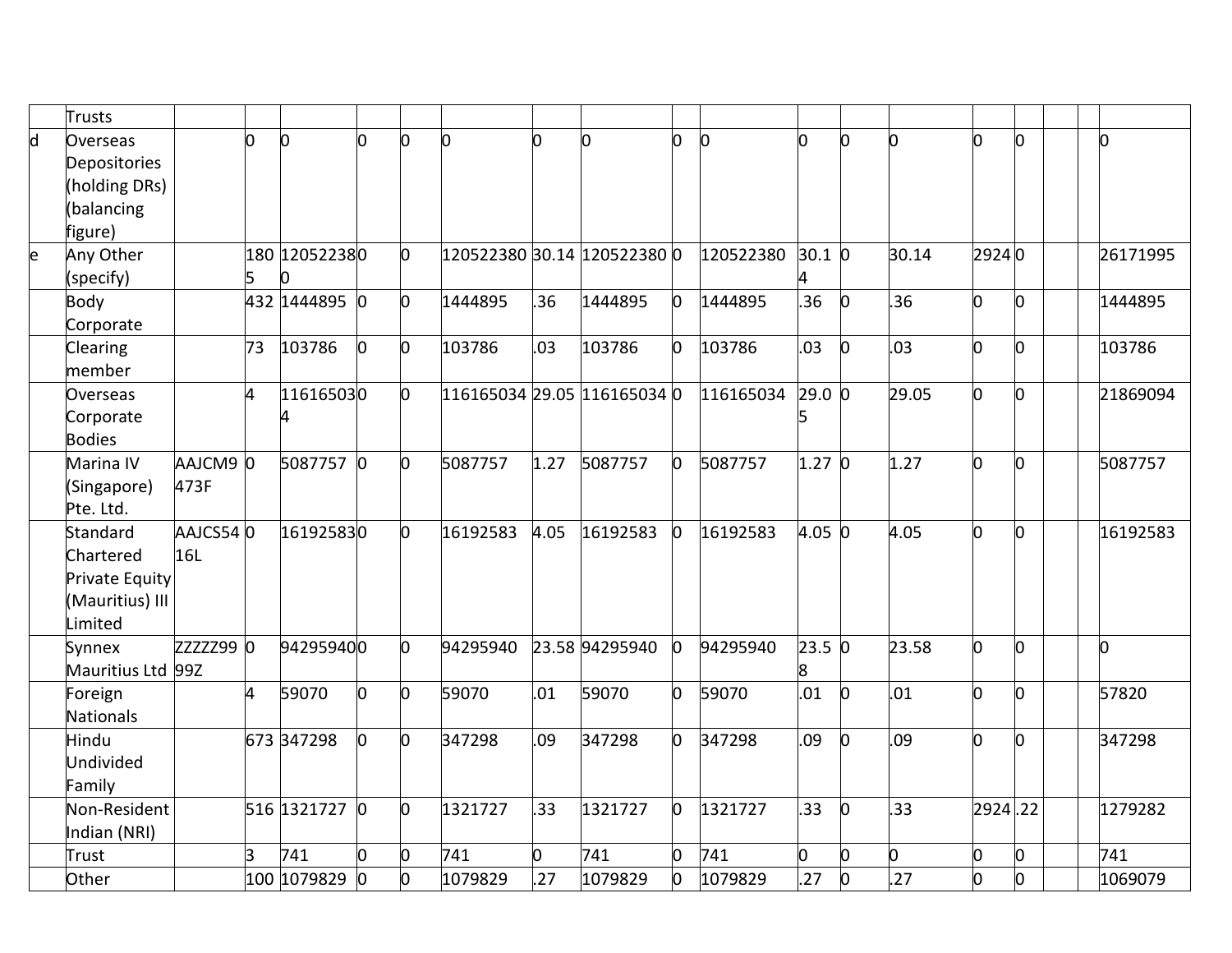| | Trusts | | | | | | | | | | | | | | | | | | | |
|---|---|---|---|---|---|---|---|---|---|---|---|---|---|---|---|---|---|---|---|---|
| d | Overseas Depositories (holding DRs) (balancing figure) | | 0 | 0 | 0 | 0 | 0 | 0 | 0 | 0 | 0 | 0 | 0 | 0 | 0 | 0 | | | 0 |
| e | Any Other (specify) | | 1805 | 120522380 | 0 | 0 | 120522380 | 30.14 | 120522380 | 0 | 120522380 | 30.14 | 0 | 30.14 | 2924 | 0 | | | 26171995 |
| | Body Corporate | | 432 | 1444895 | 0 | 0 | 1444895 | .36 | 1444895 | 0 | 1444895 | .36 | 0 | .36 | 0 | 0 | | | 1444895 |
| | Clearing member | | 73 | 103786 | 0 | 0 | 103786 | .03 | 103786 | 0 | 103786 | .03 | 0 | .03 | 0 | 0 | | | 103786 |
| | Overseas Corporate Bodies | | 4 | 116165034 | 0 | 0 | 116165034 | 29.05 | 116165034 | 0 | 116165034 | 29.05 | 0 | 29.05 | 0 | 0 | | | 21869094 |
| | Marina IV (Singapore) Pte. Ltd. | AAJCM9473F | 0 | 5087757 | 0 | 0 | 5087757 | 1.27 | 5087757 | 0 | 5087757 | 1.27 | 0 | 1.27 | 0 | 0 | | | 5087757 |
| | Standard Chartered Private Equity (Mauritius) III Limited | AAJCS5416L | 0 | 16192583 | 0 | 0 | 16192583 | 4.05 | 16192583 | 0 | 16192583 | 4.05 | 0 | 4.05 | 0 | 0 | | | 16192583 |
| | Synnex Mauritius Ltd | ZZZZZ9999Z | 0 | 94295940 | 0 | 0 | 94295940 | 23.58 | 94295940 | 0 | 94295940 | 23.58 | 0 | 23.58 | 0 | 0 | | | 0 |
| | Foreign Nationals | | 4 | 59070 | 0 | 0 | 59070 | .01 | 59070 | 0 | 59070 | .01 | 0 | .01 | 0 | 0 | | | 57820 |
| | Hindu Undivided Family | | 673 | 347298 | 0 | 0 | 347298 | .09 | 347298 | 0 | 347298 | .09 | 0 | .09 | 0 | 0 | | | 347298 |
| | Non-Resident Indian (NRI) | | 516 | 1321727 | 0 | 0 | 1321727 | .33 | 1321727 | 0 | 1321727 | .33 | 0 | .33 | 2924 | .22 | | | 1279282 |
| | Trust | | 3 | 741 | 0 | 0 | 741 | 0 | 741 | 0 | 741 | 0 | 0 | 0 | 0 | 0 | | | 741 |
| | Other | | 100 | 1079829 | 0 | 0 | 1079829 | .27 | 1079829 | 0 | 1079829 | .27 | 0 | .27 | 0 | 0 | | | 1069079 |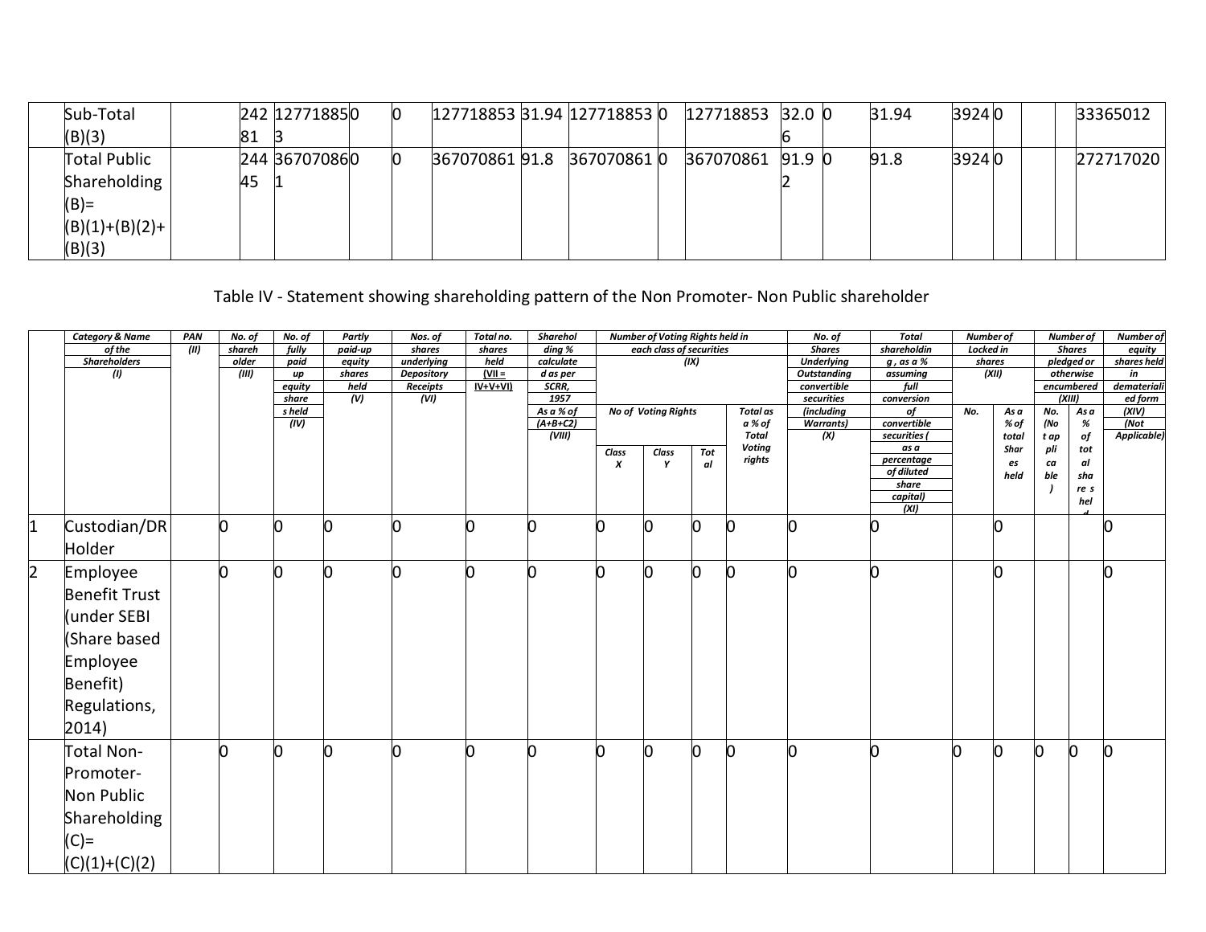| | Sub-Total (B)(3) | | 24281 | 127718853 | 0 | 0 | 127718853 | 31.94 | 127718853 | 0 | 127718853 | 32.06 | 0 | 31.94 | 3924 | 0 | | | 33365012 |
|---|---|---|---|---|---|---|---|---|---|---|---|---|---|---|---|---|---|---|---|
| | Total Public Shareholding (B)= (B)(1)+(B)(2)+ (B)(3) | | 24445 | 367070861 | 0 | 0 | 367070861 | 91.8 | 367070861 | 0 | 367070861 | 91.92 | 0 | 91.8 | 3924 | 0 | | | 272717020 |

Table IV - Statement showing shareholding pattern of the Non Promoter- Non Public shareholder

| | *Category & Name of the Shareholders (I)* | *PAN (II)* | *No. of shareholder (III)* | *No. of fully paid up equity shares held (IV)* | *Partly paid-up equity shares held (V)* | *Nos. of shares underlying Depository Receipts (VI)* | *Total no. shares held (VII = IV+V+VI)* | *Shareholding % calculated as per SCRR, 1957 As a % of (A+B+C2) (VIII)* | *Number of Voting Rights held in each class of securities (IX)* | | | | *No. of Shares Underlying Outstanding convertible securities (including Warrants) (X)* | *Total shareholding , as a % assuming full conversion of convertible securities ( as a percentage of diluted share capital) (XI)* | *Number of Locked in shares (XII)* | | *Number of Shares pledged or otherwise encumbered (XIII)* | | *Number of equity shares held in dematerialized form (XIV) (Not Applicable)* |
|---|---|---|---|---|---|---|---|---|---|---|---|---|---|---|---|---|---|---|---|
| | | | | | | | | | *No of Voting Rights* | | | *Total as a % of Total Voting rights* | | | *No.* | *As a % of total Shares held* | *No. (Not applicable)* | *As a % of total shares held* | |
| | | | | | | | | | *Class X* | *Class Y* | *Total* | | | | | | | | |
| 1 | Custodian/DR Holder | | 0 | 0 | 0 | 0 | 0 | 0 | 0 | 0 | 0 | 0 | 0 | 0 | | 0 | | | 0 |
| 2 | Employee Benefit Trust (under SEBI (Share based Employee Benefit) Regulations, 2014) | | 0 | 0 | 0 | 0 | 0 | 0 | 0 | 0 | 0 | 0 | 0 | 0 | | 0 | | | 0 |
| | Total Non-Promoter-Non Public Shareholding (C)= (C)(1)+(C)(2) | | 0 | 0 | 0 | 0 | 0 | 0 | 0 | 0 | 0 | 0 | 0 | 0 | 0 | 0 | 0 | 0 | 0 |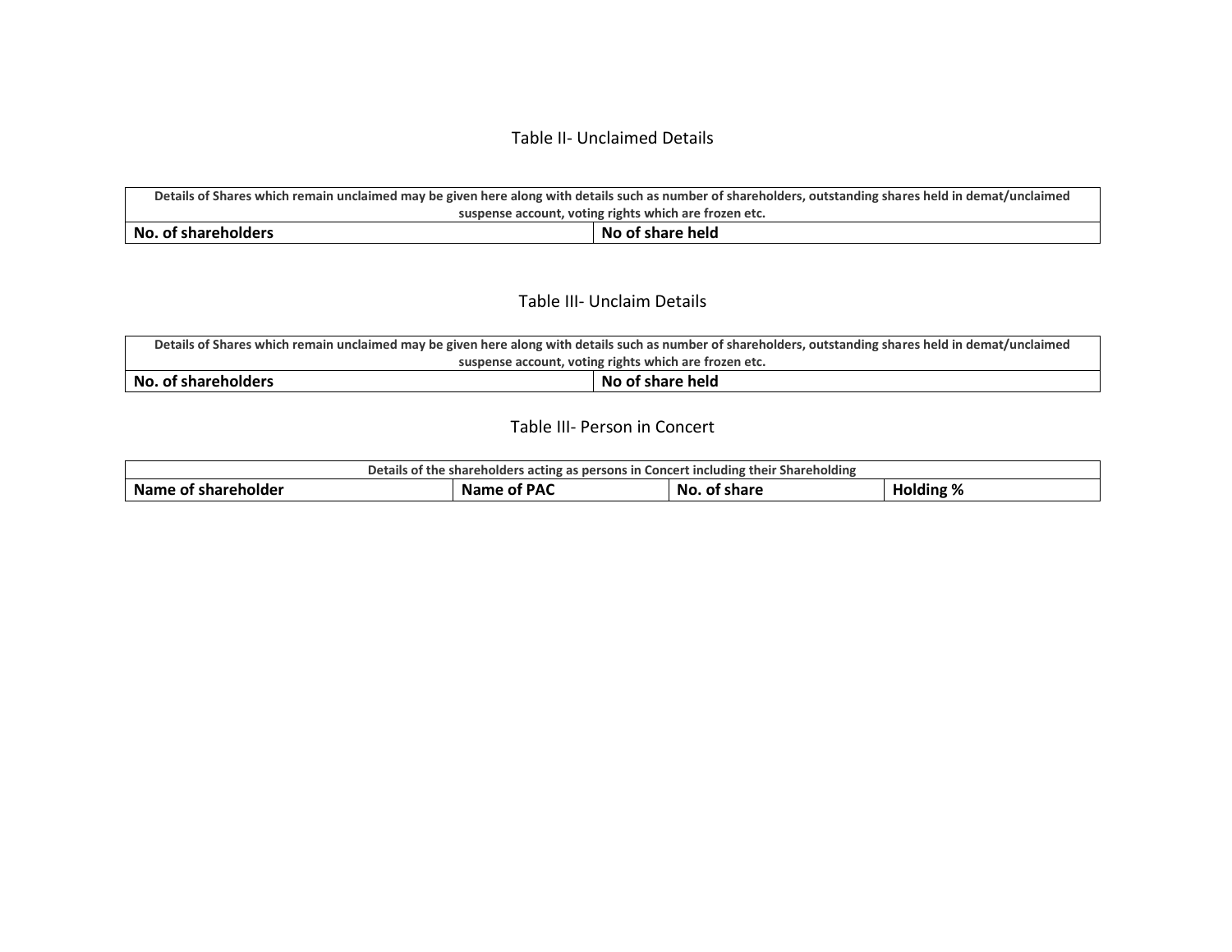Table II- Unclaimed Details

| Details of Shares which remain unclaimed may be given here along with details such as number of shareholders, outstanding shares held in demat/unclaimed suspense account, voting rights which are frozen etc. | |
|---|---|
| **No. of shareholders** | **No of share held** |

Table III- Unclaim Details

| Details of Shares which remain unclaimed may be given here along with details such as number of shareholders, outstanding shares held in demat/unclaimed suspense account, voting rights which are frozen etc. | |
|---|---|
| **No. of shareholders** | **No of share held** |

Table III- Person in Concert

| Details of the shareholders acting as persons in Concert including their Shareholding | | | |
|---|---|---|---|
| **Name of shareholder** | **Name of PAC** | **No. of share** | **Holding %** |